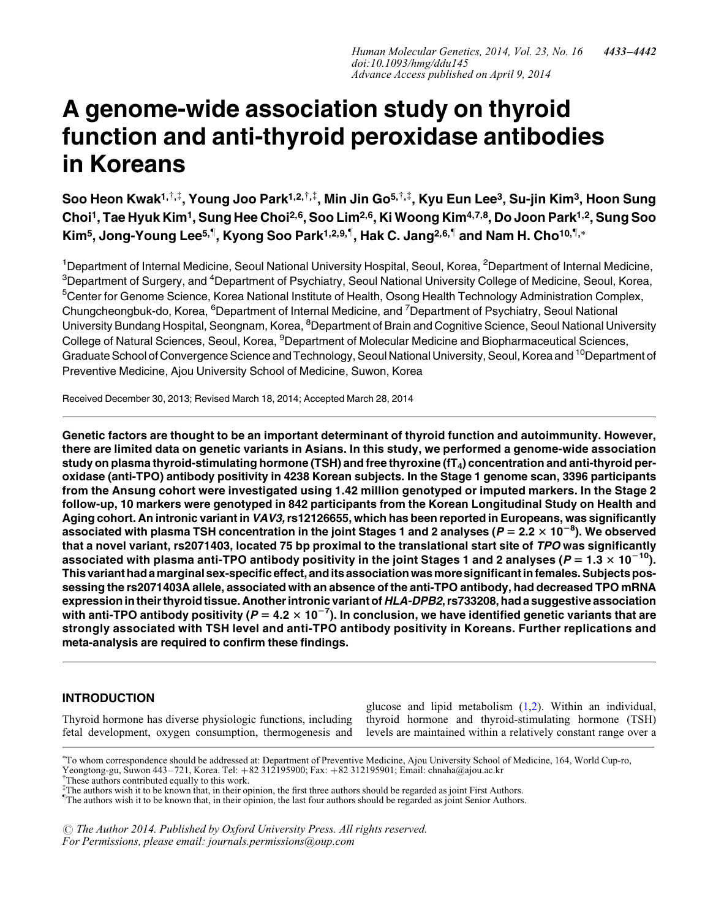# A genome-wide association study on thyroid function and anti-thyroid peroxidase antibodies in Koreans

**Soo Heon Kwak[1,†,‡], Young Joo Park[1,2,†,‡], Min Jin Go[5,†,‡], Kyu Eun Lee[3], Su-jin Kim[3], Hoon Sung Choi[1], Tae Hyuk Kim[1], Sung Hee Choi[2,6], Soo Lim[2,6], Ki Woong Kim[4,7,8], Do Joon Park[1,2], Sung Soo Kim[5], Jong-Young Lee[5,¶], Kyong Soo Park[1,2,9,¶], Hak C. Jang[2,6,¶] and Nam H. Cho[10,¶,*]**

[1]Department of Internal Medicine, Seoul National University Hospital, Seoul, Korea, [2]Department of Internal Medicine, [3]Department of Surgery, and [4]Department of Psychiatry, Seoul National University College of Medicine, Seoul, Korea, [5]Center for Genome Science, Korea National Institute of Health, Osong Health Technology Administration Complex, Chungcheongbuk-do, Korea, [6]Department of Internal Medicine, and [7]Department of Psychiatry, Seoul National University Bundang Hospital, Seongnam, Korea, [8]Department of Brain and Cognitive Science, Seoul National University College of Natural Sciences, Seoul, Korea, [9]Department of Molecular Medicine and Biopharmaceutical Sciences, Graduate School of Convergence Science and Technology, Seoul National University, Seoul, Korea and [10]Department of Preventive Medicine, Ajou University School of Medicine, Suwon, Korea

Received December 30, 2013; Revised March 18, 2014; Accepted March 28, 2014

**Genetic factors are thought to be an important determinant of thyroid function and autoimmunity. However, there are limited data on genetic variants in Asians. In this study, we performed a genome-wide association study on plasma thyroid-stimulating hormone (TSH) and free thyroxine ($fT_4$) concentration and anti-thyroid peroxidase (anti-TPO) antibody positivity in 4238 Korean subjects. In the Stage 1 genome scan, 3396 participants from the Ansung cohort were investigated using 1.42 million genotyped or imputed markers. In the Stage 2 follow-up, 10 markers were genotyped in 842 participants from the Korean Longitudinal Study on Health and Aging cohort. An intronic variant in *VAV3*, rs12126655, which has been reported in Europeans, was significantly associated with plasma TSH concentration in the joint Stages 1 and 2 analyses ($P = 2.2 \times 10^{-8}$). We observed that a novel variant, rs2071403, located 75 bp proximal to the translational start site of *TPO* was significantly associated with plasma anti-TPO antibody positivity in the joint Stages 1 and 2 analyses ($P = 1.3 \times 10^{-10}$). This variant had a marginal sex-specific effect, and its association was more significant in females. Subjects possessing the rs2071403A allele, associated with an absence of the anti-TPO antibody, had decreased TPO mRNA expression in their thyroid tissue. Another intronic variant of *HLA-DPB2*, rs733208, had a suggestive association with anti-TPO antibody positivity ($P = 4.2 \times 10^{-7}$). In conclusion, we have identified genetic variants that are strongly associated with TSH level and anti-TPO antibody positivity in Koreans. Further replications and meta-analysis are required to confirm these findings.**

## INTRODUCTION

Thyroid hormone has diverse physiologic functions, including fetal development, oxygen consumption, thermogenesis and glucose and lipid metabolism (1,2). Within an individual, thyroid hormone and thyroid-stimulating hormone (TSH) levels are maintained within a relatively constant range over a

*To whom correspondence should be addressed at: Department of Preventive Medicine, Ajou University School of Medicine, 164, World Cup-ro, Yeongtong-gu, Suwon 443–721, Korea. Tel: +82 312195900; Fax: +82 312195901; Email: chnaha@ajou.ac.kr

†These authors contributed equally to this work.

‡The authors wish it to be known that, in their opinion, the first three authors should be regarded as joint First Authors.

¶The authors wish it to be known that, in their opinion, the last four authors should be regarded as joint Senior Authors.

© The Author 2014. Published by Oxford University Press. All rights reserved.
For Permissions, please email: journals.permissions@oup.com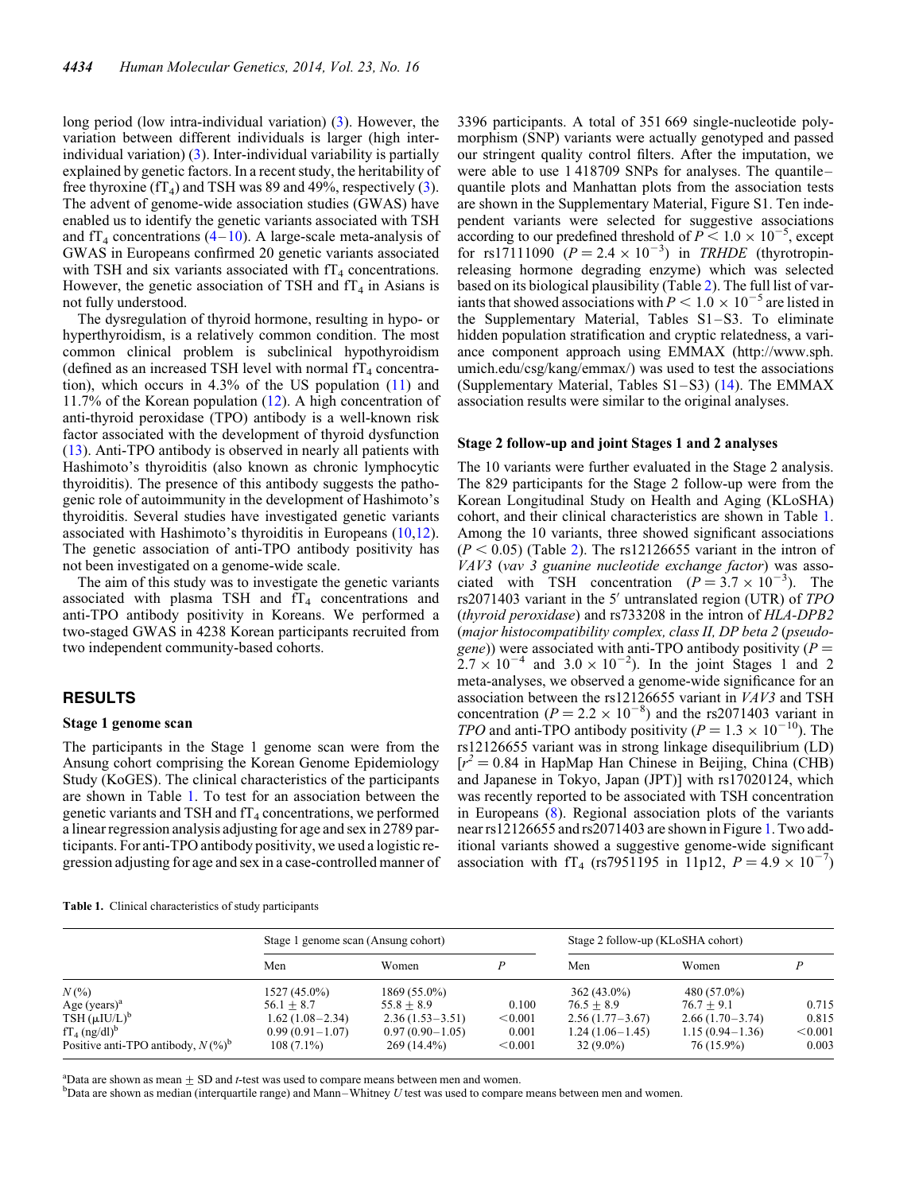long period (low intra-individual variation) (3). However, the variation between different individuals is larger (high inter-individual variation) (3). Inter-individual variability is partially explained by genetic factors. In a recent study, the heritability of free thyroxine ($fT_4$) and TSH was 89 and 49%, respectively (3). The advent of genome-wide association studies (GWAS) have enabled us to identify the genetic variants associated with TSH and $fT_4$ concentrations (4–10). A large-scale meta-analysis of GWAS in Europeans confirmed 20 genetic variants associated with TSH and six variants associated with $fT_4$ concentrations. However, the genetic association of TSH and $fT_4$ in Asians is not fully understood.

The dysregulation of thyroid hormone, resulting in hypo- or hyperthyroidism, is a relatively common condition. The most common clinical problem is subclinical hypothyroidism (defined as an increased TSH level with normal $fT_4$ concentration), which occurs in 4.3% of the US population (11) and 11.7% of the Korean population (12). A high concentration of anti-thyroid peroxidase (TPO) antibody is a well-known risk factor associated with the development of thyroid dysfunction (13). Anti-TPO antibody is observed in nearly all patients with Hashimoto's thyroiditis (also known as chronic lymphocytic thyroiditis). The presence of this antibody suggests the pathogenic role of autoimmunity in the development of Hashimoto's thyroiditis. Several studies have investigated genetic variants associated with Hashimoto's thyroiditis in Europeans (10,12). The genetic association of anti-TPO antibody positivity has not been investigated on a genome-wide scale.

The aim of this study was to investigate the genetic variants associated with plasma TSH and $fT_4$ concentrations and anti-TPO antibody positivity in Koreans. We performed a two-staged GWAS in 4238 Korean participants recruited from two independent community-based cohorts.

## RESULTS

### Stage 1 genome scan

The participants in the Stage 1 genome scan were from the Ansung cohort comprising the Korean Genome Epidemiology Study (KoGES). The clinical characteristics of the participants are shown in Table 1. To test for an association between the genetic variants and TSH and $fT_4$ concentrations, we performed a linear regression analysis adjusting for age and sex in 2789 participants. For anti-TPO antibody positivity, we used a logistic regression adjusting for age and sex in a case-controlled manner of 3396 participants. A total of 351 669 single-nucleotide polymorphism (SNP) variants were actually genotyped and passed our stringent quality control filters. After the imputation, we were able to use 1 418709 SNPs for analyses. The quantile–quantile plots and Manhattan plots from the association tests are shown in the Supplementary Material, Figure S1. Ten independent variants were selected for suggestive associations according to our predefined threshold of $P < 1.0 \times 10^{-5}$, except for rs17111090 ($P = 2.4 \times 10^{-3}$) in *TRHDE* (thyrotropin-releasing hormone degrading enzyme) which was selected based on its biological plausibility (Table 2). The full list of variants that showed associations with $P < 1.0 \times 10^{-5}$ are listed in the Supplementary Material, Tables S1–S3. To eliminate hidden population stratification and cryptic relatedness, a variance component approach using EMMAX (http://www.sph.umich.edu/csg/kang/emmax/) was used to test the associations (Supplementary Material, Tables S1–S3) (14). The EMMAX association results were similar to the original analyses.

### Stage 2 follow-up and joint Stages 1 and 2 analyses

The 10 variants were further evaluated in the Stage 2 analysis. The 829 participants for the Stage 2 follow-up were from the Korean Longitudinal Study on Health and Aging (KLoSHA) cohort, and their clinical characteristics are shown in Table 1. Among the 10 variants, three showed significant associations ($P < 0.05$) (Table 2). The rs12126655 variant in the intron of *VAV3* (*vav 3 guanine nucleotide exchange factor*) was associated with TSH concentration ($P = 3.7 \times 10^{-3}$). The rs2071403 variant in the 5′ untranslated region (UTR) of *TPO* (*thyroid peroxidase*) and rs733208 in the intron of *HLA-DPB2* (*major histocompatibility complex, class II, DP beta 2* (*pseudogene*)) were associated with anti-TPO antibody positivity ($P = 2.7 \times 10^{-4}$ and $3.0 \times 10^{-2}$). In the joint Stages 1 and 2 meta-analyses, we observed a genome-wide significance for an association between the rs12126655 variant in *VAV3* and TSH concentration ($P = 2.2 \times 10^{-8}$) and the rs2071403 variant in *TPO* and anti-TPO antibody positivity ($P = 1.3 \times 10^{-10}$). The rs12126655 variant was in strong linkage disequilibrium (LD) [$r^2 = 0.84$ in HapMap Han Chinese in Beijing, China (CHB) and Japanese in Tokyo, Japan (JPT)] with rs17020124, which was recently reported to be associated with TSH concentration in Europeans (8). Regional association plots of the variants near rs12126655 and rs2071403 are shown in Figure 1. Two additional variants showed a suggestive genome-wide significant association with $fT_4$ (rs7951195 in 11p12, $P = 4.9 \times 10^{-7}$)

**Table 1.** Clinical characteristics of study participants

| | Stage 1 genome scan (Ansung cohort) | | | Stage 2 follow-up (KLoSHA cohort) | | |
|---|---|---|---|---|---|---|
| | Men | Women | $P$ | Men | Women | $P$ |
| $N$ (%) | 1527 (45.0%) | 1869 (55.0%) | | 362 (43.0%) | 480 (57.0%) | |
| Age (years)[a] | 56.1 ± 8.7 | 55.8 ± 8.9 | 0.100 | 76.5 ± 8.9 | 76.7 ± 9.1 | 0.715 |
| TSH (μIU/L)[b] | 1.62 (1.08–2.34) | 2.36 (1.53–3.51) | <0.001 | 2.56 (1.77–3.67) | 2.66 (1.70–3.74) | 0.815 |
| $fT_4$ (ng/dl)[b] | 0.99 (0.91–1.07) | 0.97 (0.90–1.05) | 0.001 | 1.24 (1.06–1.45) | 1.15 (0.94–1.36) | <0.001 |
| Positive anti-TPO antibody, $N$ (%)[b] | 108 (7.1%) | 269 (14.4%) | <0.001 | 32 (9.0%) | 76 (15.9%) | 0.003 |

[a]Data are shown as mean ± SD and *t*-test was used to compare means between men and women.
[b]Data are shown as median (interquartile range) and Mann–Whitney *U* test was used to compare means between men and women.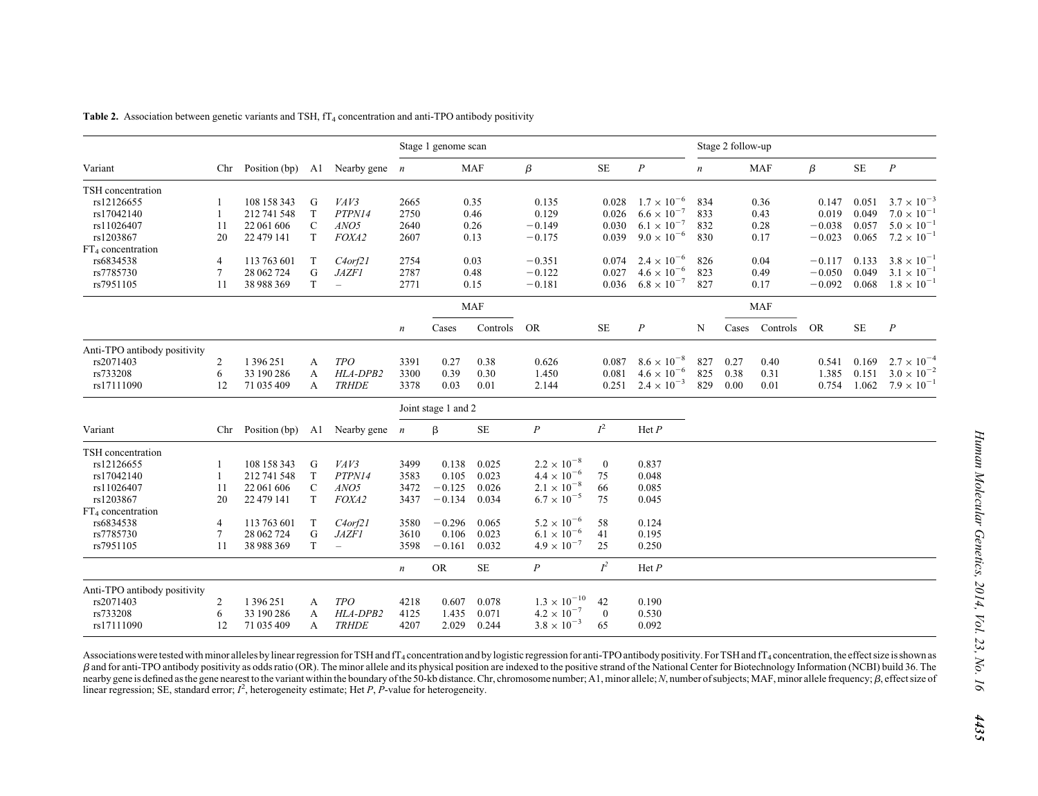**Table 2.** Association between genetic variants and TSH, $fT_4$ concentration and anti-TPO antibody positivity

| Variant | Chr | Position (bp) | A1 | Nearby gene | Stage 1 genome scan *n* | MAF | $\beta$ | SE | *P* | Stage 2 follow-up *n* | MAF | $\beta$ | SE | *P* |
|---|---|---|---|---|---|---|---|---|---|---|---|---|---|---|
| TSH concentration | | | | | | | | | | | | | | |
| rs12126655 | 1 | 108 158 343 | G | *VAV3* | 2665 | 0.35 | 0.135 | 0.028 | $1.7 \times 10^{-6}$ | 834 | 0.36 | 0.147 | 0.051 | $3.7 \times 10^{-3}$ |
| rs17042140 | 1 | 212 741 548 | T | *PTPN14* | 2750 | 0.46 | 0.129 | 0.026 | $6.6 \times 10^{-7}$ | 833 | 0.43 | 0.019 | 0.049 | $7.0 \times 10^{-1}$ |
| rs11026407 | 11 | 22 061 606 | C | *ANO5* | 2640 | 0.26 | −0.149 | 0.030 | $6.1 \times 10^{-7}$ | 832 | 0.28 | −0.038 | 0.057 | $5.0 \times 10^{-1}$ |
| rs1203867 | 20 | 22 479 141 | T | *FOXA2* | 2607 | 0.13 | −0.175 | 0.039 | $9.0 \times 10^{-6}$ | 830 | 0.17 | −0.023 | 0.065 | $7.2 \times 10^{-1}$ |
| $FT_4$ concentration | | | | | | | | | | | | | | |
| rs6834538 | 4 | 113 763 601 | T | *C4orf21* | 2754 | 0.03 | −0.351 | 0.074 | $2.4 \times 10^{-6}$ | 826 | 0.04 | −0.117 | 0.133 | $3.8 \times 10^{-1}$ |
| rs7785730 | 7 | 28 062 724 | G | *JAZF1* | 2787 | 0.48 | −0.122 | 0.027 | $4.6 \times 10^{-6}$ | 823 | 0.49 | −0.050 | 0.049 | $3.1 \times 10^{-1}$ |
| rs7951105 | 11 | 38 988 369 | T | – | 2771 | 0.15 | −0.181 | 0.036 | $6.8 \times 10^{-7}$ | 827 | 0.17 | −0.092 | 0.068 | $1.8 \times 10^{-1}$ |

| Variant | Chr | Position (bp) | A1 | Nearby gene | *n* | MAF Cases | MAF Controls | OR | SE | *P* | N | MAF Cases | MAF Controls | OR | SE | *P* |
|---|---|---|---|---|---|---|---|---|---|---|---|---|---|---|---|---|
| Anti-TPO antibody positivity | | | | | | | | | | | | | | | | |
| rs2071403 | 2 | 1 396 251 | A | *TPO* | 3391 | 0.27 | 0.38 | 0.626 | 0.087 | $8.6 \times 10^{-8}$ | 827 | 0.27 | 0.40 | 0.541 | 0.169 | $2.7 \times 10^{-4}$ |
| rs733208 | 6 | 33 190 286 | A | *HLA-DPB2* | 3300 | 0.39 | 0.30 | 1.450 | 0.081 | $4.6 \times 10^{-6}$ | 825 | 0.38 | 0.31 | 1.385 | 0.151 | $3.0 \times 10^{-2}$ |
| rs17111090 | 12 | 71 035 409 | A | *TRHDE* | 3378 | 0.03 | 0.01 | 2.144 | 0.251 | $2.4 \times 10^{-3}$ | 829 | 0.00 | 0.01 | 0.754 | 1.062 | $7.9 \times 10^{-1}$ |

| Variant | Chr | Position (bp) | A1 | Nearby gene | Joint stage 1 and 2 *n* | β | SE | *P* | $I^2$ | Het *P* |
|---|---|---|---|---|---|---|---|---|---|---|
| TSH concentration | | | | | | | | | | |
| rs12126655 | 1 | 108 158 343 | G | *VAV3* | 3499 | 0.138 | 0.025 | $2.2 \times 10^{-8}$ | 0 | 0.837 |
| rs17042140 | 1 | 212 741 548 | T | *PTPN14* | 3583 | 0.105 | 0.023 | $4.4 \times 10^{-6}$ | 75 | 0.048 |
| rs11026407 | 11 | 22 061 606 | C | *ANO5* | 3472 | −0.125 | 0.026 | $2.1 \times 10^{-8}$ | 66 | 0.085 |
| rs1203867 | 20 | 22 479 141 | T | *FOXA2* | 3437 | −0.134 | 0.034 | $6.7 \times 10^{-5}$ | 75 | 0.045 |
| $FT_4$ concentration | | | | | | | | | | |
| rs6834538 | 4 | 113 763 601 | T | *C4orf21* | 3580 | −0.296 | 0.065 | $5.2 \times 10^{-6}$ | 58 | 0.124 |
| rs7785730 | 7 | 28 062 724 | G | *JAZF1* | 3610 | 0.106 | 0.023 | $6.1 \times 10^{-6}$ | 41 | 0.195 |
| rs7951105 | 11 | 38 988 369 | T | – | 3598 | −0.161 | 0.032 | $4.9 \times 10^{-7}$ | 25 | 0.250 |
| | | | | | *n* | OR | SE | *P* | $I^2$ | Het *P* |
| Anti-TPO antibody positivity | | | | | | | | | | |
| rs2071403 | 2 | 1 396 251 | A | *TPO* | 4218 | 0.607 | 0.078 | $1.3 \times 10^{-10}$ | 42 | 0.190 |
| rs733208 | 6 | 33 190 286 | A | *HLA-DPB2* | 4125 | 1.435 | 0.071 | $4.2 \times 10^{-7}$ | 0 | 0.530 |
| rs17111090 | 12 | 71 035 409 | A | *TRHDE* | 4207 | 2.029 | 0.244 | $3.8 \times 10^{-3}$ | 65 | 0.092 |

Associations were tested with minor alleles by linear regression for TSH and $fT_4$ concentration and by logistic regression for anti-TPO antibody positivity. For TSH and $fT_4$ concentration, the effect size is shown as $\beta$ and for anti-TPO antibody positivity as odds ratio (OR). The minor allele and its physical position are indexed to the positive strand of the National Center for Biotechnology Information (NCBI) build 36. The nearby gene is defined as the gene nearest to the variant within the boundary of the 50-kb distance. Chr, chromosome number; A1, minor allele; *N*, number of subjects; MAF, minor allele frequency; $\beta$, effect size of linear regression; SE, standard error; $I^2$, heterogeneity estimate; Het *P*, *P*-value for heterogeneity.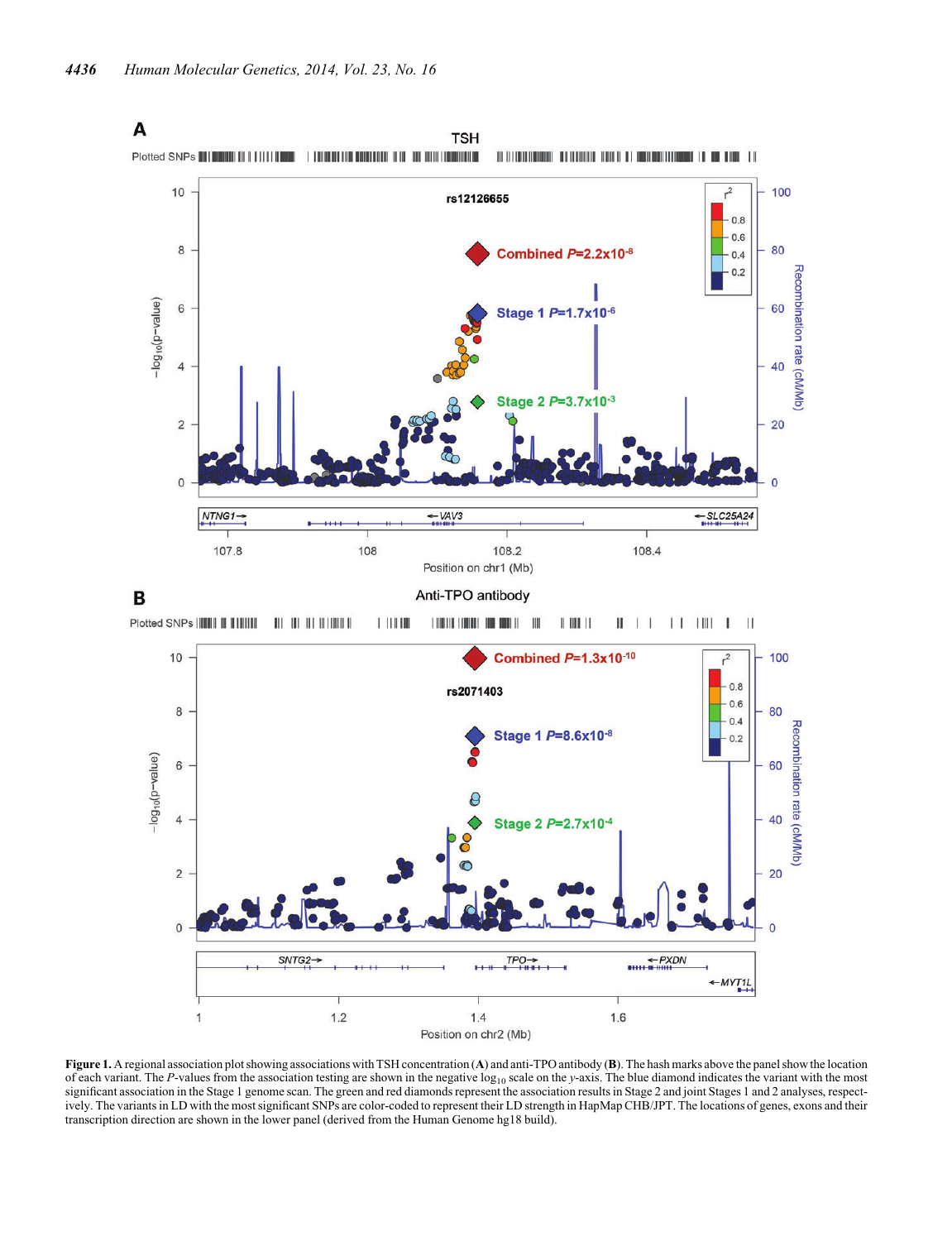**Figure 1.** A regional association plot showing associations with TSH concentration (**A**) and anti-TPO antibody (**B**). The hash marks above the panel show the location of each variant. The *P*-values from the association testing are shown in the negative $\log_{10}$ scale on the *y*-axis. The blue diamond indicates the variant with the most significant association in the Stage 1 genome scan. The green and red diamonds represent the association results in Stage 2 and joint Stages 1 and 2 analyses, respectively. The variants in LD with the most significant SNPs are color-coded to represent their LD strength in HapMap CHB/JPT. The locations of genes, exons and their transcription direction are shown in the lower panel (derived from the Human Genome hg18 build).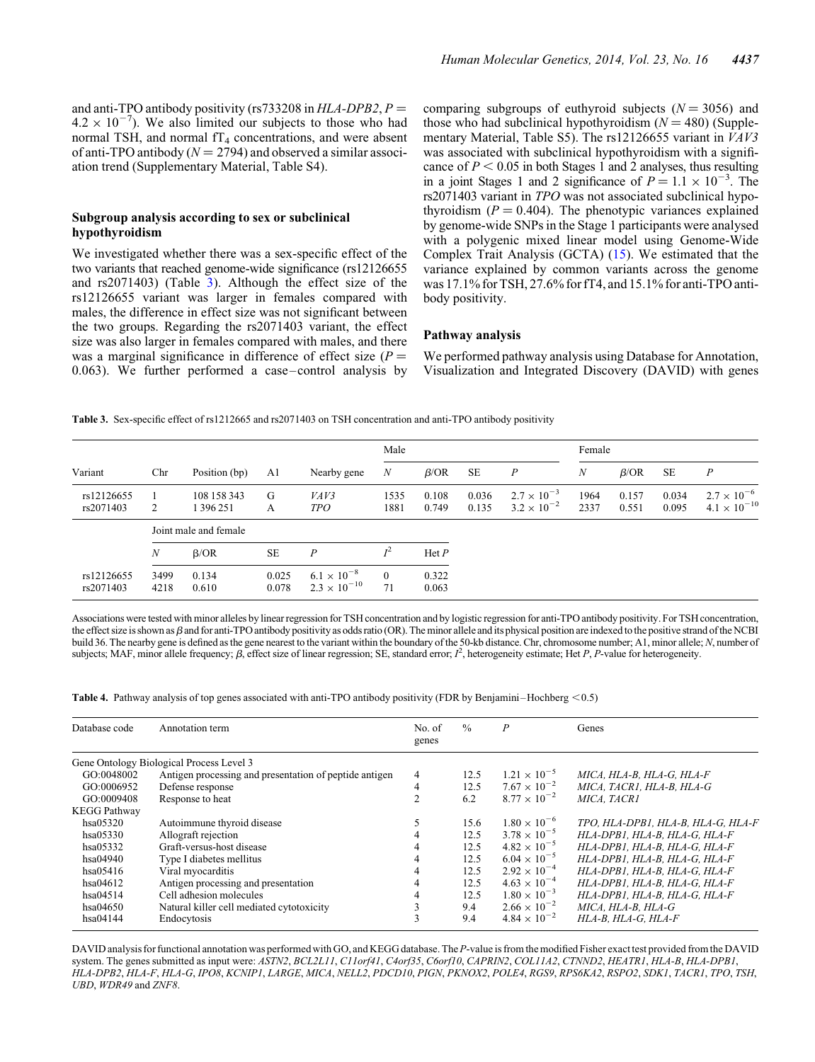and anti-TPO antibody positivity (rs733208 in *HLA-DPB2*, $P = 4.2 \times 10^{-7}$). We also limited our subjects to those who had normal TSH, and normal $fT_4$ concentrations, and were absent of anti-TPO antibody ($N = 2794$) and observed a similar association trend (Supplementary Material, Table S4).

### Subgroup analysis according to sex or subclinical hypothyroidism

We investigated whether there was a sex-specific effect of the two variants that reached genome-wide significance (rs12126655 and rs2071403) (Table 3). Although the effect size of the rs12126655 variant was larger in females compared with males, the difference in effect size was not significant between the two groups. Regarding the rs2071403 variant, the effect size was also larger in females compared with males, and there was a marginal significance in difference of effect size ($P = 0.063$). We further performed a case–control analysis by comparing subgroups of euthyroid subjects ($N = 3056$) and those who had subclinical hypothyroidism ($N = 480$) (Supplementary Material, Table S5). The rs12126655 variant in *VAV3* was associated with subclinical hypothyroidism with a significance of $P < 0.05$ in both Stages 1 and 2 analyses, thus resulting in a joint Stages 1 and 2 significance of $P = 1.1 \times 10^{-3}$. The rs2071403 variant in *TPO* was not associated subclinical hypothyroidism ($P = 0.404$). The phenotypic variances explained by genome-wide SNPs in the Stage 1 participants were analysed with a polygenic mixed linear model using Genome-Wide Complex Trait Analysis (GCTA) (15). We estimated that the variance explained by common variants across the genome was 17.1% for TSH, 27.6% for fT4, and 15.1% for anti-TPO antibody positivity.

### Pathway analysis

We performed pathway analysis using Database for Annotation, Visualization and Integrated Discovery (DAVID) with genes

**Table 3.** Sex-specific effect of rs1212665 and rs2071403 on TSH concentration and anti-TPO antibody positivity

| Variant | Chr | Position (bp) | A1 | Nearby gene | Male | | | | Female | | | |
|---|---|---|---|---|---|---|---|---|---|---|---|---|
| | | | | | $N$ | β/OR | SE | $P$ | $N$ | β/OR | SE | $P$ |
| rs12126655 | 1 | 108 158 343 | G | *VAV3* | 1535 | 0.108 | 0.036 | $2.7 \times 10^{-3}$ | 1964 | 0.157 | 0.034 | $2.7 \times 10^{-6}$ |
| rs2071403 | 2 | 1 396 251 | A | *TPO* | 1881 | 0.749 | 0.135 | $3.2 \times 10^{-2}$ | 2337 | 0.551 | 0.095 | $4.1 \times 10^{-10}$ |
| | Joint male and female | | | | | | | | | | | |
| | $N$ | β/OR | SE | $P$ | $I^2$ | Het $P$ | | | | | | |
| rs12126655 | 3499 | 0.134 | 0.025 | $6.1 \times 10^{-8}$ | 0 | 0.322 | | | | | | |
| rs2071403 | 4218 | 0.610 | 0.078 | $2.3 \times 10^{-10}$ | 71 | 0.063 | | | | | | |

Associations were tested with minor alleles by linear regression for TSH concentration and by logistic regression for anti-TPO antibody positivity. For TSH concentration, the effect size is shown as β and for anti-TPO antibody positivity as odds ratio (OR). The minor allele and its physical position are indexed to the positive strand of the NCBI build 36. The nearby gene is defined as the gene nearest to the variant within the boundary of the 50-kb distance. Chr, chromosome number; A1, minor allele; $N$, number of subjects; MAF, minor allele frequency; β, effect size of linear regression; SE, standard error; $I^2$, heterogeneity estimate; Het $P$, $P$-value for heterogeneity.

**Table 4.** Pathway analysis of top genes associated with anti-TPO antibody positivity (FDR by Benjamini–Hochberg <0.5)

| Database code | Annotation term | No. of genes | % | $P$ | Genes |
|---|---|---|---|---|---|
| Gene Ontology Biological Process Level 3 | | | | | |
| GO:0048002 | Antigen processing and presentation of peptide antigen | 4 | 12.5 | $1.21 \times 10^{-5}$ | *MICA, HLA-B, HLA-G, HLA-F* |
| GO:0006952 | Defense response | 4 | 12.5 | $7.67 \times 10^{-2}$ | *MICA, TACR1, HLA-B, HLA-G* |
| GO:0009408 | Response to heat | 2 | 6.2 | $8.77 \times 10^{-2}$ | *MICA, TACR1* |
| KEGG Pathway | | | | | |
| hsa05320 | Autoimmune thyroid disease | 5 | 15.6 | $1.80 \times 10^{-6}$ | *TPO, HLA-DPB1, HLA-B, HLA-G, HLA-F* |
| hsa05330 | Allograft rejection | 4 | 12.5 | $3.78 \times 10^{-5}$ | *HLA-DPB1, HLA-B, HLA-G, HLA-F* |
| hsa05332 | Graft-versus-host disease | 4 | 12.5 | $4.82 \times 10^{-5}$ | *HLA-DPB1, HLA-B, HLA-G, HLA-F* |
| hsa04940 | Type I diabetes mellitus | 4 | 12.5 | $6.04 \times 10^{-5}$ | *HLA-DPB1, HLA-B, HLA-G, HLA-F* |
| hsa05416 | Viral myocarditis | 4 | 12.5 | $2.92 \times 10^{-4}$ | *HLA-DPB1, HLA-B, HLA-G, HLA-F* |
| hsa04612 | Antigen processing and presentation | 4 | 12.5 | $4.63 \times 10^{-4}$ | *HLA-DPB1, HLA-B, HLA-G, HLA-F* |
| hsa04514 | Cell adhesion molecules | 4 | 12.5 | $1.80 \times 10^{-3}$ | *HLA-DPB1, HLA-B, HLA-G, HLA-F* |
| hsa04650 | Natural killer cell mediated cytotoxicity | 3 | 9.4 | $2.66 \times 10^{-2}$ | *MICA, HLA-B, HLA-G* |
| hsa04144 | Endocytosis | 3 | 9.4 | $4.84 \times 10^{-2}$ | *HLA-B, HLA-G, HLA-F* |

DAVID analysis for functional annotation was performed with GO, and KEGG database. The $P$-value is from the modified Fisher exact test provided from the DAVID system. The genes submitted as input were: *ASTN2*, *BCL2L11*, *C11orf41*, *C4orf35*, *C6orf10*, *CAPRIN2*, *COL11A2*, *CTNND2*, *HEATR1*, *HLA-B*, *HLA-DPB1*, *HLA-DPB2*, *HLA-F*, *HLA-G*, *IPO8*, *KCNIP1*, *LARGE*, *MICA*, *NELL2*, *PDCD10*, *PIGN*, *PKNOX2*, *POLE4*, *RGS9*, *RPS6KA2*, *RSPO2*, *SDK1*, *TACR1*, *TPO*, *TSH*, *UBD*, *WDR49* and *ZNF8*.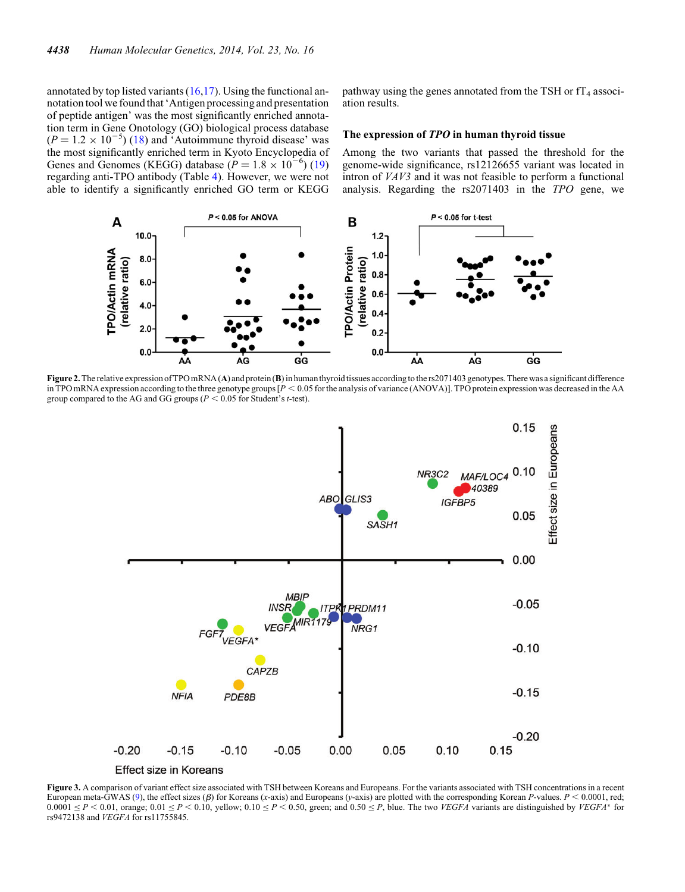annotated by top listed variants (16,17). Using the functional annotation tool we found that 'Antigen processing and presentation of peptide antigen' was the most significantly enriched annotation term in Gene Onotology (GO) biological process database ($P = 1.2 \times 10^{-5}$) (18) and 'Autoimmune thyroid disease' was the most significantly enriched term in Kyoto Encyclopedia of Genes and Genomes (KEGG) database ($P = 1.8 \times 10^{-6}$) (19) regarding anti-TPO antibody (Table 4). However, we were not able to identify a significantly enriched GO term or KEGG pathway using the genes annotated from the TSH or $fT_4$ association results.

### The expression of *TPO* in human thyroid tissue

Among the two variants that passed the threshold for the genome-wide significance, rs12126655 variant was located in intron of *VAV3* and it was not feasible to perform a functional analysis. Regarding the rs2071403 in the *TPO* gene, we

**Figure 2.** The relative expression of TPO mRNA (**A**) and protein (**B**) in human thyroid tissues according to the rs2071403 genotypes. There was a significant difference in TPO mRNA expression according to the three genotype groups [$P < 0.05$ for the analysis of variance (ANOVA)]. TPO protein expression was decreased in the AA group compared to the AG and GG groups ($P < 0.05$ for Student's *t*-test).

**Figure 3.** A comparison of variant effect size associated with TSH between Koreans and Europeans. For the variants associated with TSH concentrations in a recent European meta-GWAS (9), the effect sizes ($\beta$) for Koreans (*x*-axis) and Europeans (*y*-axis) are plotted with the corresponding Korean *P*-values. $P < 0.0001$, red; $0.0001 \leq P < 0.01$, orange; $0.01 \leq P < 0.10$, yellow; $0.10 \leq P < 0.50$, green; and $0.50 \leq P$, blue. The two *VEGFA* variants are distinguished by *VEGFA\** for rs9472138 and *VEGFA* for rs11755845.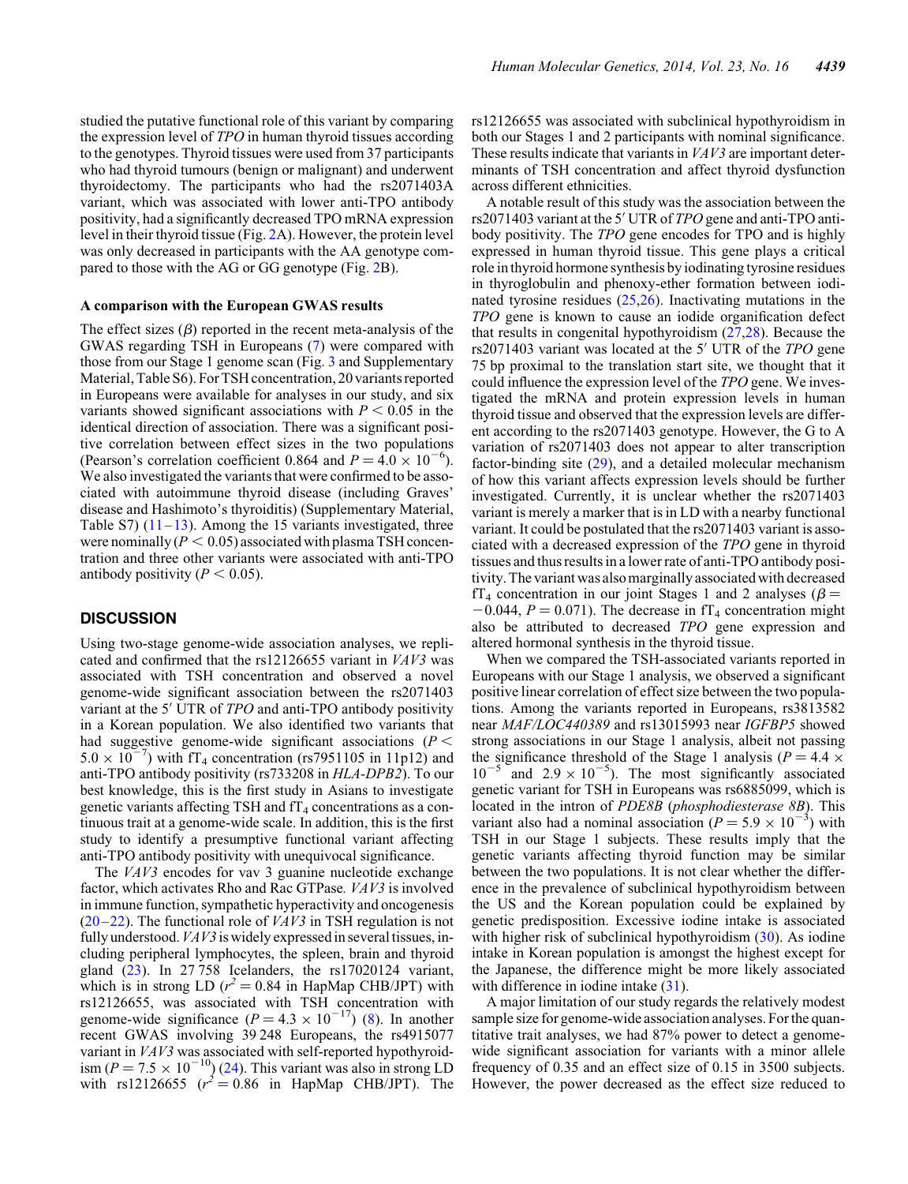studied the putative functional role of this variant by comparing the expression level of *TPO* in human thyroid tissues according to the genotypes. Thyroid tissues were used from 37 participants who had thyroid tumours (benign or malignant) and underwent thyroidectomy. The participants who had the rs2071403A variant, which was associated with lower anti-TPO antibody positivity, had a significantly decreased TPO mRNA expression level in their thyroid tissue (Fig. 2A). However, the protein level was only decreased in participants with the AA genotype compared to those with the AG or GG genotype (Fig. 2B).

### A comparison with the European GWAS results

The effect sizes ($\beta$) reported in the recent meta-analysis of the GWAS regarding TSH in Europeans (7) were compared with those from our Stage 1 genome scan (Fig. 3 and Supplementary Material, Table S6). For TSH concentration, 20 variants reported in Europeans were available for analyses in our study, and six variants showed significant associations with $P < 0.05$ in the identical direction of association. There was a significant positive correlation between effect sizes in the two populations (Pearson's correlation coefficient 0.864 and $P = 4.0 \times 10^{-6}$). We also investigated the variants that were confirmed to be associated with autoimmune thyroid disease (including Graves' disease and Hashimoto's thyroiditis) (Supplementary Material, Table S7) (11–13). Among the 15 variants investigated, three were nominally ($P < 0.05$) associated with plasma TSH concentration and three other variants were associated with anti-TPO antibody positivity ($P < 0.05$).

## DISCUSSION

Using two-stage genome-wide association analyses, we replicated and confirmed that the rs12126655 variant in *VAV3* was associated with TSH concentration and observed a novel genome-wide significant association between the rs2071403 variant at the 5′ UTR of *TPO* and anti-TPO antibody positivity in a Korean population. We also identified two variants that had suggestive genome-wide significant associations ($P < 5.0 \times 10^{-7}$) with $fT_4$ concentration (rs7951105 in 11p12) and anti-TPO antibody positivity (rs733208 in *HLA-DPB2*). To our best knowledge, this is the first study in Asians to investigate genetic variants affecting TSH and $fT_4$ concentrations as a continuous trait at a genome-wide scale. In addition, this is the first study to identify a presumptive functional variant affecting anti-TPO antibody positivity with unequivocal significance.

The *VAV3* encodes for vav 3 guanine nucleotide exchange factor, which activates Rho and Rac GTPase. *VAV3* is involved in immune function, sympathetic hyperactivity and oncogenesis (20–22). The functional role of *VAV3* in TSH regulation is not fully understood. *VAV3* is widely expressed in several tissues, including peripheral lymphocytes, the spleen, brain and thyroid gland (23). In 27 758 Icelanders, the rs17020124 variant, which is in strong LD ($r^2 = 0.84$ in HapMap CHB/JPT) with rs12126655, was associated with TSH concentration with genome-wide significance ($P = 4.3 \times 10^{-17}$) (8). In another recent GWAS involving 39 248 Europeans, the rs4915077 variant in *VAV3* was associated with self-reported hypothyroidism ($P = 7.5 \times 10^{-10}$) (24). This variant was also in strong LD with rs12126655 ($r^2 = 0.86$ in HapMap CHB/JPT). The rs12126655 was associated with subclinical hypothyroidism in both our Stages 1 and 2 participants with nominal significance. These results indicate that variants in *VAV3* are important determinants of TSH concentration and affect thyroid dysfunction across different ethnicities.

A notable result of this study was the association between the rs2071403 variant at the 5′ UTR of *TPO* gene and anti-TPO antibody positivity. The *TPO* gene encodes for TPO and is highly expressed in human thyroid tissue. This gene plays a critical role in thyroid hormone synthesis by iodinating tyrosine residues in thyroglobulin and phenoxy-ether formation between iodinated tyrosine residues (25,26). Inactivating mutations in the *TPO* gene is known to cause an iodide organification defect that results in congenital hypothyroidism (27,28). Because the rs2071403 variant was located at the 5′ UTR of the *TPO* gene 75 bp proximal to the translation start site, we thought that it could influence the expression level of the *TPO* gene. We investigated the mRNA and protein expression levels in human thyroid tissue and observed that the expression levels are different according to the rs2071403 genotype. However, the G to A variation of rs2071403 does not appear to alter transcription factor-binding site (29), and a detailed molecular mechanism of how this variant affects expression levels should be further investigated. Currently, it is unclear whether the rs2071403 variant is merely a marker that is in LD with a nearby functional variant. It could be postulated that the rs2071403 variant is associated with a decreased expression of the *TPO* gene in thyroid tissues and thus results in a lower rate of anti-TPO antibody positivity. The variant was also marginally associated with decreased $fT_4$ concentration in our joint Stages 1 and 2 analyses ($\beta = -0.044$, $P = 0.071$). The decrease in $fT_4$ concentration might also be attributed to decreased *TPO* gene expression and altered hormonal synthesis in the thyroid tissue.

When we compared the TSH-associated variants reported in Europeans with our Stage 1 analysis, we observed a significant positive linear correlation of effect size between the two populations. Among the variants reported in Europeans, rs3813582 near *MAF/LOC440389* and rs13015993 near *IGFBP5* showed strong associations in our Stage 1 analysis, albeit not passing the significance threshold of the Stage 1 analysis ($P = 4.4 \times 10^{-5}$ and $2.9 \times 10^{-5}$). The most significantly associated genetic variant for TSH in Europeans was rs6885099, which is located in the intron of *PDE8B* (*phosphodiesterase 8B*). This variant also had a nominal association ($P = 5.9 \times 10^{-3}$) with TSH in our Stage 1 subjects. These results imply that the genetic variants affecting thyroid function may be similar between the two populations. It is not clear whether the difference in the prevalence of subclinical hypothyroidism between the US and the Korean population could be explained by genetic predisposition. Excessive iodine intake is associated with higher risk of subclinical hypothyroidism (30). As iodine intake in Korean population is amongst the highest except for the Japanese, the difference might be more likely associated with difference in iodine intake (31).

A major limitation of our study regards the relatively modest sample size for genome-wide association analyses. For the quantitative trait analyses, we had 87% power to detect a genome-wide significant association for variants with a minor allele frequency of 0.35 and an effect size of 0.15 in 3500 subjects. However, the power decreased as the effect size reduced to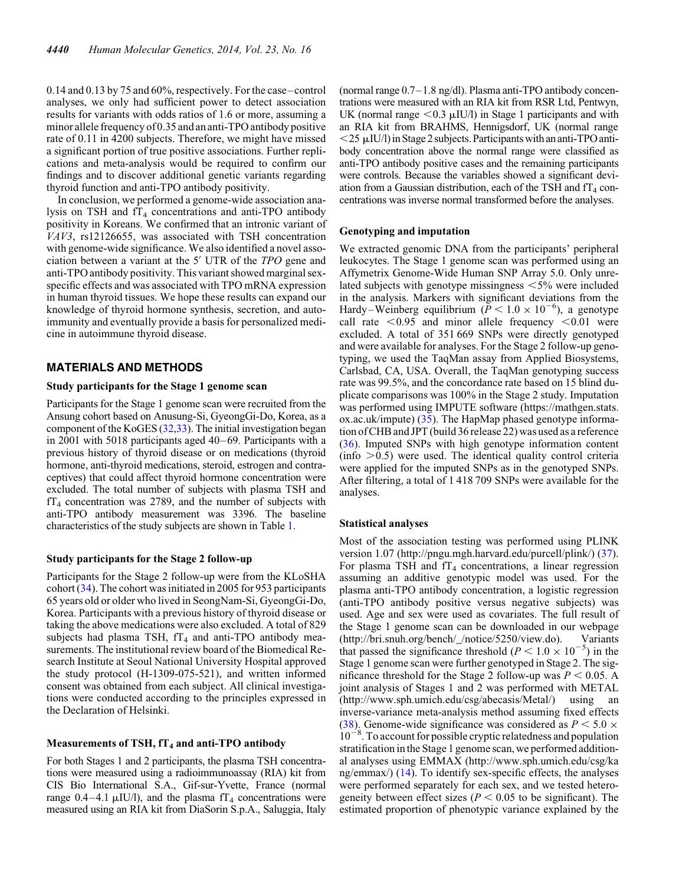0.14 and 0.13 by 75 and 60%, respectively. For the case–control analyses, we only had sufficient power to detect association results for variants with odds ratios of 1.6 or more, assuming a minor allele frequency of 0.35 and an anti-TPO antibody positive rate of 0.11 in 4200 subjects. Therefore, we might have missed a significant portion of true positive associations. Further replications and meta-analysis would be required to confirm our findings and to discover additional genetic variants regarding thyroid function and anti-TPO antibody positivity.

In conclusion, we performed a genome-wide association analysis on TSH and $fT_4$ concentrations and anti-TPO antibody positivity in Koreans. We confirmed that an intronic variant of *VAV3*, rs12126655, was associated with TSH concentration with genome-wide significance. We also identified a novel association between a variant at the 5′ UTR of the *TPO* gene and anti-TPO antibody positivity. This variant showed marginal sex-specific effects and was associated with TPO mRNA expression in human thyroid tissues. We hope these results can expand our knowledge of thyroid hormone synthesis, secretion, and autoimmunity and eventually provide a basis for personalized medicine in autoimmune thyroid disease.

## MATERIALS AND METHODS

### Study participants for the Stage 1 genome scan

Participants for the Stage 1 genome scan were recruited from the Ansung cohort based on Anusung-Si, GyeongGi-Do, Korea, as a component of the KoGES (32,33). The initial investigation began in 2001 with 5018 participants aged 40–69. Participants with a previous history of thyroid disease or on medications (thyroid hormone, anti-thyroid medications, steroid, estrogen and contraceptives) that could affect thyroid hormone concentration were excluded. The total number of subjects with plasma TSH and $fT_4$ concentration was 2789, and the number of subjects with anti-TPO antibody measurement was 3396. The baseline characteristics of the study subjects are shown in Table 1.

### Study participants for the Stage 2 follow-up

Participants for the Stage 2 follow-up were from the KLoSHA cohort (34). The cohort was initiated in 2005 for 953 participants 65 years old or older who lived in SeongNam-Si, GyeongGi-Do, Korea. Participants with a previous history of thyroid disease or taking the above medications were also excluded. A total of 829 subjects had plasma TSH, $fT_4$ and anti-TPO antibody measurements. The institutional review board of the Biomedical Research Institute at Seoul National University Hospital approved the study protocol (H-1309-075-521), and written informed consent was obtained from each subject. All clinical investigations were conducted according to the principles expressed in the Declaration of Helsinki.

### Measurements of TSH, $fT_4$ and anti-TPO antibody

For both Stages 1 and 2 participants, the plasma TSH concentrations were measured using a radioimmunoassay (RIA) kit from CIS Bio International S.A., Gif-sur-Yvette, France (normal range 0.4–4.1 μIU/l), and the plasma $fT_4$ concentrations were measured using an RIA kit from DiaSorin S.p.A., Saluggia, Italy (normal range 0.7–1.8 ng/dl). Plasma anti-TPO antibody concentrations were measured with an RIA kit from RSR Ltd, Pentwyn, UK (normal range <0.3 μIU/l) in Stage 1 participants and with an RIA kit from BRAHMS, Hennigsdorf, UK (normal range <25 μIU/l) in Stage 2 subjects. Participants with an anti-TPO antibody concentration above the normal range were classified as anti-TPO antibody positive cases and the remaining participants were controls. Because the variables showed a significant deviation from a Gaussian distribution, each of the TSH and $fT_4$ concentrations was inverse normal transformed before the analyses.

### Genotyping and imputation

We extracted genomic DNA from the participants' peripheral leukocytes. The Stage 1 genome scan was performed using an Affymetrix Genome-Wide Human SNP Array 5.0. Only unrelated subjects with genotype missingness <5% were included in the analysis. Markers with significant deviations from the Hardy–Weinberg equilibrium ($P < 1.0 \times 10^{-6}$), a genotype call rate <0.95 and minor allele frequency <0.01 were excluded. A total of 351 669 SNPs were directly genotyped and were available for analyses. For the Stage 2 follow-up genotyping, we used the TaqMan assay from Applied Biosystems, Carlsbad, CA, USA. Overall, the TaqMan genotyping success rate was 99.5%, and the concordance rate based on 15 blind duplicate comparisons was 100% in the Stage 2 study. Imputation was performed using IMPUTE software (https://mathgen.stats.ox.ac.uk/impute) (35). The HapMap phased genotype information of CHB and JPT (build 36 release 22) was used as a reference (36). Imputed SNPs with high genotype information content (info >0.5) were used. The identical quality control criteria were applied for the imputed SNPs as in the genotyped SNPs. After filtering, a total of 1 418 709 SNPs were available for the analyses.

### Statistical analyses

Most of the association testing was performed using PLINK version 1.07 (http://pngu.mgh.harvard.edu/purcell/plink/) (37). For plasma TSH and $fT_4$ concentrations, a linear regression assuming an additive genotypic model was used. For the plasma anti-TPO antibody concentration, a logistic regression (anti-TPO antibody positive versus negative subjects) was used. Age and sex were used as covariates. The full result of the Stage 1 genome scan can be downloaded in our webpage (http://bri.snuh.org/bench/_/notice/5250/view.do). Variants that passed the significance threshold ($P < 1.0 \times 10^{-5}$) in the Stage 1 genome scan were further genotyped in Stage 2. The significance threshold for the Stage 2 follow-up was $P < 0.05$. A joint analysis of Stages 1 and 2 was performed with METAL (http://www.sph.umich.edu/csg/abecasis/Metal/) using an inverse-variance meta-analysis method assuming fixed effects (38). Genome-wide significance was considered as $P < 5.0 \times 10^{-8}$. To account for possible cryptic relatedness and population stratification in the Stage 1 genome scan, we performed additional analyses using EMMAX (http://www.sph.umich.edu/csg/kang/emmax/) (14). To identify sex-specific effects, the analyses were performed separately for each sex, and we tested heterogeneity between effect sizes ($P < 0.05$ to be significant). The estimated proportion of phenotypic variance explained by the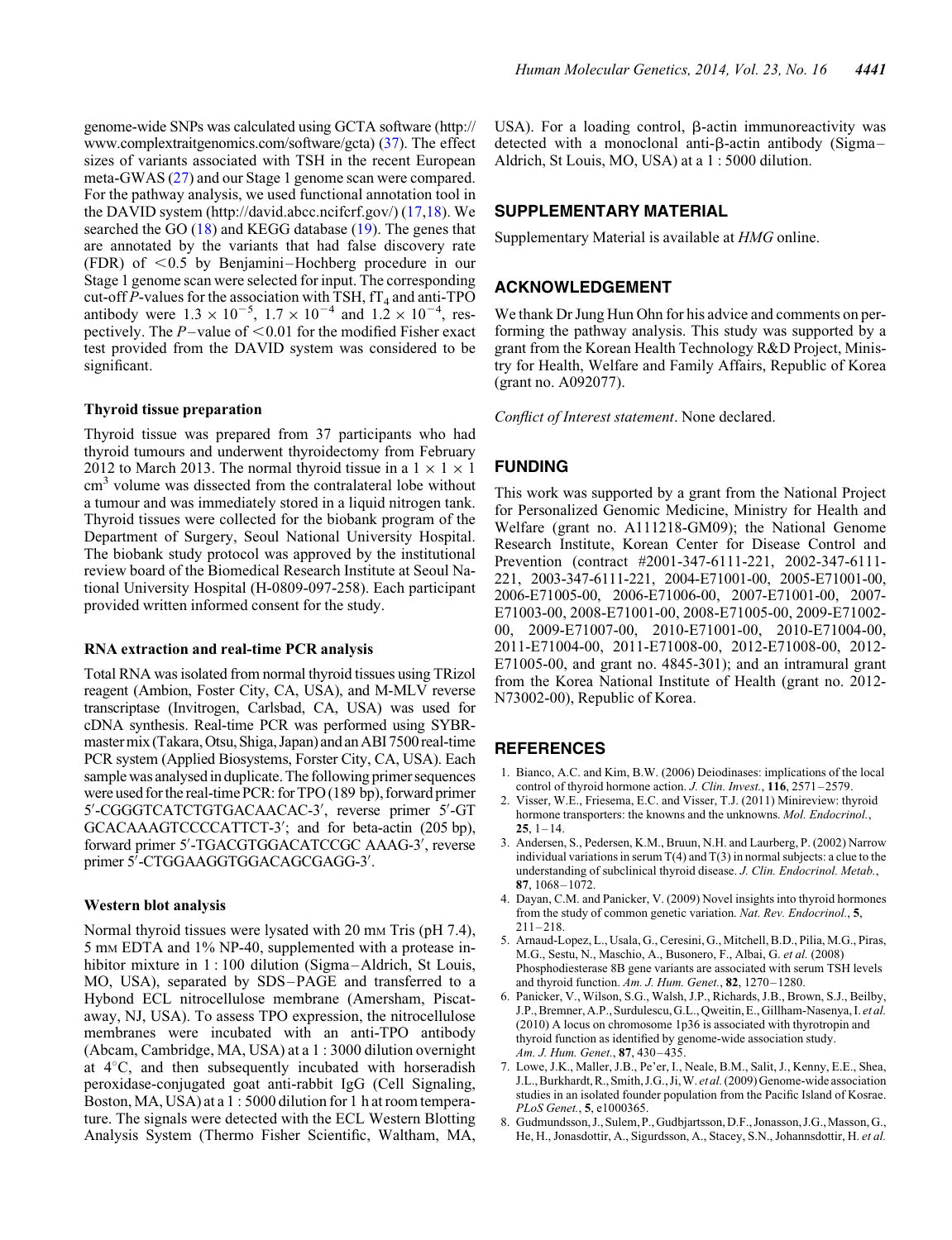genome-wide SNPs was calculated using GCTA software (http://www.complextraitgenomics.com/software/gcta) (37). The effect sizes of variants associated with TSH in the recent European meta-GWAS (27) and our Stage 1 genome scan were compared. For the pathway analysis, we used functional annotation tool in the DAVID system (http://david.abcc.ncifcrf.gov/) (17,18). We searched the GO (18) and KEGG database (19). The genes that are annotated by the variants that had false discovery rate (FDR) of <0.5 by Benjamini–Hochberg procedure in our Stage 1 genome scan were selected for input. The corresponding cut-off $P$-values for the association with TSH, $fT_4$ and anti-TPO antibody were $1.3 \times 10^{-5}$, $1.7 \times 10^{-4}$ and $1.2 \times 10^{-4}$, respectively. The $P$–value of <0.01 for the modified Fisher exact test provided from the DAVID system was considered to be significant.

### Thyroid tissue preparation

Thyroid tissue was prepared from 37 participants who had thyroid tumours and underwent thyroidectomy from February 2012 to March 2013. The normal thyroid tissue in a $1 \times 1 \times 1$ $cm^3$ volume was dissected from the contralateral lobe without a tumour and was immediately stored in a liquid nitrogen tank. Thyroid tissues were collected for the biobank program of the Department of Surgery, Seoul National University Hospital. The biobank study protocol was approved by the institutional review board of the Biomedical Research Institute at Seoul National University Hospital (H-0809-097-258). Each participant provided written informed consent for the study.

### RNA extraction and real-time PCR analysis

Total RNA was isolated from normal thyroid tissues using TRizol reagent (Ambion, Foster City, CA, USA), and M-MLV reverse transcriptase (Invitrogen, Carlsbad, CA, USA) was used for cDNA synthesis. Real-time PCR was performed using SYBR-master mix (Takara, Otsu, Shiga, Japan) and an ABI 7500 real-time PCR system (Applied Biosystems, Forster City, CA, USA). Each sample was analysed in duplicate. The following primer sequences were used for the real-time PCR: for TPO (189 bp), forward primer 5′-CGGGTCATCTGTGACAACAC-3′, reverse primer 5′-GTGCACAAAGTCCCCATTCT-3′; and for beta-actin (205 bp), forward primer 5′-TGACGTGGACATCCGC AAAG-3′, reverse primer 5′-CTGGAAGGTGGACAGCGAGG-3′.

### Western blot analysis

Normal thyroid tissues were lysated with 20 mM Tris (pH 7.4), 5 mM EDTA and 1% NP-40, supplemented with a protease inhibitor mixture in 1 : 100 dilution (Sigma–Aldrich, St Louis, MO, USA), separated by SDS–PAGE and transferred to a Hybond ECL nitrocellulose membrane (Amersham, Piscataway, NJ, USA). To assess TPO expression, the nitrocellulose membranes were incubated with an anti-TPO antibody (Abcam, Cambridge, MA, USA) at a 1 : 3000 dilution overnight at 4°C, and then subsequently incubated with horseradish peroxidase-conjugated goat anti-rabbit IgG (Cell Signaling, Boston, MA, USA) at a 1 : 5000 dilution for 1 h at room temperature. The signals were detected with the ECL Western Blotting Analysis System (Thermo Fisher Scientific, Waltham, MA, USA). For a loading control, β-actin immunoreactivity was detected with a monoclonal anti-β-actin antibody (Sigma–Aldrich, St Louis, MO, USA) at a 1 : 5000 dilution.

## SUPPLEMENTARY MATERIAL

Supplementary Material is available at *HMG* online.

## ACKNOWLEDGEMENT

We thank Dr Jung Hun Ohn for his advice and comments on performing the pathway analysis. This study was supported by a grant from the Korean Health Technology R&D Project, Ministry for Health, Welfare and Family Affairs, Republic of Korea (grant no. A092077).

*Conflict of Interest statement*. None declared.

## FUNDING

This work was supported by a grant from the National Project for Personalized Genomic Medicine, Ministry for Health and Welfare (grant no. A111218-GM09); the National Genome Research Institute, Korean Center for Disease Control and Prevention (contract #2001-347-6111-221, 2002-347-6111-221, 2003-347-6111-221, 2004-E71001-00, 2005-E71001-00, 2006-E71005-00, 2006-E71006-00, 2007-E71001-00, 2007-E71003-00, 2008-E71001-00, 2008-E71005-00, 2009-E71002-00, 2009-E71007-00, 2010-E71001-00, 2010-E71004-00, 2011-E71004-00, 2011-E71008-00, 2012-E71008-00, 2012-E71005-00, and grant no. 4845-301); and an intramural grant from the Korea National Institute of Health (grant no. 2012-N73002-00), Republic of Korea.

## REFERENCES

1. Bianco, A.C. and Kim, B.W. (2006) Deiodinases: implications of the local control of thyroid hormone action. *J. Clin. Invest.*, **116**, 2571–2579.
2. Visser, W.E., Friesema, E.C. and Visser, T.J. (2011) Minireview: thyroid hormone transporters: the knowns and the unknowns. *Mol. Endocrinol.*, **25**, 1–14.
3. Andersen, S., Pedersen, K.M., Bruun, N.H. and Laurberg, P. (2002) Narrow individual variations in serum T(4) and T(3) in normal subjects: a clue to the understanding of subclinical thyroid disease. *J. Clin. Endocrinol. Metab.*, **87**, 1068–1072.
4. Dayan, C.M. and Panicker, V. (2009) Novel insights into thyroid hormones from the study of common genetic variation. *Nat. Rev. Endocrinol.*, **5**, 211–218.
5. Arnaud-Lopez, L., Usala, G., Ceresini, G., Mitchell, B.D., Pilia, M.G., Piras, M.G., Sestu, N., Maschio, A., Busonero, F., Albai, G. *et al.* (2008) Phosphodiesterase 8B gene variants are associated with serum TSH levels and thyroid function. *Am. J. Hum. Genet.*, **82**, 1270–1280.
6. Panicker, V., Wilson, S.G., Walsh, J.P., Richards, J.B., Brown, S.J., Beilby, J.P., Bremner, A.P., Surdulescu, G.L., Qweitin, E., Gillham-Nasenya, I. *et al.* (2010) A locus on chromosome 1p36 is associated with thyrotropin and thyroid function as identified by genome-wide association study. *Am. J. Hum. Genet.*, **87**, 430–435.
7. Lowe, J.K., Maller, J.B., Pe'er, I., Neale, B.M., Salit, J., Kenny, E.E., Shea, J.L., Burkhardt, R., Smith, J.G., Ji, W. *et al.* (2009) Genome-wide association studies in an isolated founder population from the Pacific Island of Kosrae. *PLoS Genet.*, **5**, e1000365.
8. Gudmundsson, J., Sulem, P., Gudbjartsson, D.F., Jonasson, J.G., Masson, G., He, H., Jonasdottir, A., Sigurdsson, A., Stacey, S.N., Johannsdottir, H. *et al.*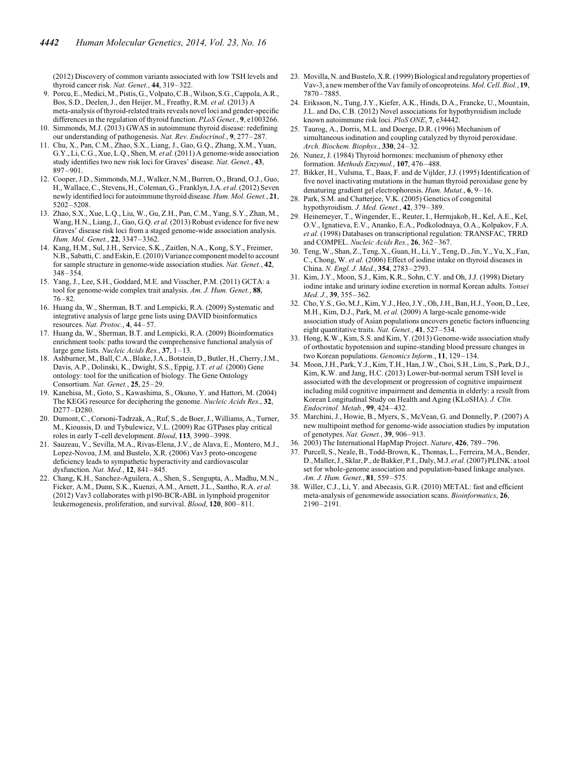(2012) Discovery of common variants associated with low TSH levels and thyroid cancer risk. *Nat. Genet.*, **44**, 319–322.

9. Porcu, E., Medici, M., Pistis, G., Volpato, C.B., Wilson, S.G., Cappola, A.R., Bos, S.D., Deelen, J., den Heijer, M., Freathy, R.M. *et al.* (2013) A meta-analysis of thyroid-related traits reveals novel loci and gender-specific differences in the regulation of thyroid function. *PLoS Genet.*, **9**, e1003266.
10. Simmonds, M.J. (2013) GWAS in autoimmune thyroid disease: redefining our understanding of pathogenesis. *Nat. Rev. Endocrinol.*, **9**, 277–287.
11. Chu, X., Pan, C.M., Zhao, S.X., Liang, J., Gao, G.Q., Zhang, X.M., Yuan, G.Y., Li, C.G., Xue, L.Q., Shen, M. *et al.* (2011) A genome-wide association study identifies two new risk loci for Graves' disease. *Nat. Genet.*, **43**, 897–901.
12. Cooper, J.D., Simmonds, M.J., Walker, N.M., Burren, O., Brand, O.J., Guo, H., Wallace, C., Stevens, H., Coleman, G., Franklyn, J.A. *et al.* (2012) Seven newly identified loci for autoimmune thyroid disease. *Hum. Mol. Genet.*, **21**, 5202–5208.
13. Zhao, S.X., Xue, L.Q., Liu, W., Gu, Z.H., Pan, C.M., Yang, S.Y., Zhan, M., Wang, H.N., Liang, J., Gao, G.Q. *et al.* (2013) Robust evidence for five new Graves' disease risk loci from a staged genome-wide association analysis. *Hum. Mol. Genet.*, **22**, 3347–3362.
14. Kang, H.M., Sul, J.H., Service, S.K., Zaitlen, N.A., Kong, S.Y., Freimer, N.B., Sabatti, C. and Eskin, E. (2010) Variance component model to account for sample structure in genome-wide association studies. *Nat. Genet.*, **42**, 348–354.
15. Yang, J., Lee, S.H., Goddard, M.E. and Visscher, P.M. (2011) GCTA: a tool for genome-wide complex trait analysis. *Am. J. Hum. Genet.*, **88**, 76–82.
16. Huang da, W., Sherman, B.T. and Lempicki, R.A. (2009) Systematic and integrative analysis of large gene lists using DAVID bioinformatics resources. *Nat. Protoc.*, **4**, 44–57.
17. Huang da, W., Sherman, B.T. and Lempicki, R.A. (2009) Bioinformatics enrichment tools: paths toward the comprehensive functional analysis of large gene lists. *Nucleic Acids Res.*, **37**, 1–13.
18. Ashburner, M., Ball, C.A., Blake, J.A., Botstein, D., Butler, H., Cherry, J.M., Davis, A.P., Dolinski, K., Dwight, S.S., Eppig, J.T. *et al.* (2000) Gene ontology: tool for the unification of biology. The Gene Ontology Consortium. *Nat. Genet.*, **25**, 25–29.
19. Kanehisa, M., Goto, S., Kawashima, S., Okuno, Y. and Hattori, M. (2004) The KEGG resource for deciphering the genome. *Nucleic Acids Res.*, **32**, D277–D280.
20. Dumont, C., Corsoni-Tadrzak, A., Ruf, S., de Boer, J., Williams, A., Turner, M., Kioussis, D. and Tybulewicz, V.L. (2009) Rac GTPases play critical roles in early T-cell development. *Blood*, **113**, 3990–3998.
21. Sauzeau, V., Sevilla, M.A., Rivas-Elena, J.V., de Alava, E., Montero, M.J., Lopez-Novoa, J.M. and Bustelo, X.R. (2006) Vav3 proto-oncogene deficiency leads to sympathetic hyperactivity and cardiovascular dysfunction. *Nat. Med.*, **12**, 841–845.
22. Chang, K.H., Sanchez-Aguilera, A., Shen, S., Sengupta, A., Madhu, M.N., Ficker, A.M., Dunn, S.K., Kuenzi, A.M., Arnett, J.L., Santho, R.A. *et al.* (2012) Vav3 collaborates with p190-BCR-ABL in lymphoid progenitor leukemogenesis, proliferation, and survival. *Blood*, **120**, 800–811.
23. Movilla, N. and Bustelo, X.R. (1999) Biological and regulatory properties of Vav-3, a new member of the Vav family of oncoproteins. *Mol. Cell. Biol.*, **19**, 7870–7885.
24. Eriksson, N., Tung, J.Y., Kiefer, A.K., Hinds, D.A., Francke, U., Mountain, J.L. and Do, C.B. (2012) Novel associations for hypothyroidism include known autoimmune risk loci. *PloS ONE*, **7**, e34442.
25. Taurog, A., Dorris, M.L. and Doerge, D.R. (1996) Mechanism of simultaneous iodination and coupling catalyzed by thyroid peroxidase. *Arch. Biochem. Biophys.*, **330**, 24–32.
26. Nunez, J. (1984) Thyroid hormones: mechanism of phenoxy ether formation. *Methods Enzymol.*, **107**, 476–488.
27. Bikker, H., Vulsma, T., Baas, F. and de Vijlder, J.J. (1995) Identification of five novel inactivating mutations in the human thyroid peroxidase gene by denaturing gradient gel electrophoresis. *Hum. Mutat.*, **6**, 9–16.
28. Park, S.M. and Chatterjee, V.K. (2005) Genetics of congenital hypothyroidism. *J. Med. Genet.*, **42**, 379–389.
29. Heinemeyer, T., Wingender, E., Reuter, I., Hermjakob, H., Kel, A.E., Kel, O.V., Ignatieva, E.V., Ananko, E.A., Podkolodnaya, O.A., Kolpakov, F.A. *et al.* (1998) Databases on transcriptional regulation: TRANSFAC, TRRD and COMPEL. *Nucleic Acids Res.*, **26**, 362–367.
30. Teng, W., Shan, Z., Teng, X., Guan, H., Li, Y., Teng, D., Jin, Y., Yu, X., Fan, C., Chong, W. *et al.* (2006) Effect of iodine intake on thyroid diseases in China. *N. Engl. J. Med.*, **354**, 2783–2793.
31. Kim, J.Y., Moon, S.J., Kim, K.R., Sohn, C.Y. and Oh, J.J. (1998) Dietary iodine intake and urinary iodine excretion in normal Korean adults. *Yonsei Med. J.*, **39**, 355–362.
32. Cho, Y.S., Go, M.J., Kim, Y.J., Heo, J.Y., Oh, J.H., Ban, H.J., Yoon, D., Lee, M.H., Kim, D.J., Park, M. *et al.* (2009) A large-scale genome-wide association study of Asian populations uncovers genetic factors influencing eight quantitative traits. *Nat. Genet.*, **41**, 527–534.
33. Hong, K.W., Kim, S.S. and Kim, Y. (2013) Genome-wide association study of orthostatic hypotension and supine-standing blood pressure changes in two Korean populations. *Genomics Inform.*, **11**, 129–134.
34. Moon, J.H., Park, Y.J., Kim, T.H., Han, J.W., Choi, S.H., Lim, S., Park, D.J., Kim, K.W. and Jang, H.C. (2013) Lower-but-normal serum TSH level is associated with the development or progression of cognitive impairment including mild cognitive impairment and dementia in elderly: a result from Korean Longitudinal Study on Health and Aging (KLoSHA). *J. Clin. Endocrinol. Metab.*, **99**, 424–432.
35. Marchini, J., Howie, B., Myers, S., McVean, G. and Donnelly, P. (2007) A new multipoint method for genome-wide association studies by imputation of genotypes. *Nat. Genet.*, **39**, 906–913.
36. 2003) The International HapMap Project. *Nature*, **426**, 789–796.
37. Purcell, S., Neale, B., Todd-Brown, K., Thomas, L., Ferreira, M.A., Bender, D., Maller, J., Sklar, P., de Bakker, P.I., Daly, M.J. *et al.* (2007) PLINK: a tool set for whole-genome association and population-based linkage analyses. *Am. J. Hum. Genet.*, **81**, 559–575.
38. Willer, C.J., Li, Y. and Abecasis, G.R. (2010) METAL: fast and efficient meta-analysis of genomewide association scans. *Bioinformatics*, **26**, 2190–2191.